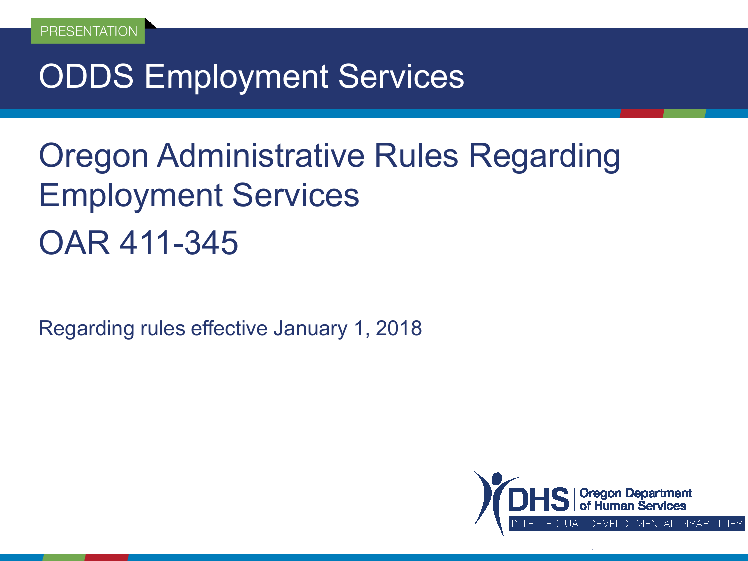PRESENTATION

# ODDS Employment Services

## Oregon Administrative Rules Regarding Employment Services

## OAR 411-345

Regarding rules effective January 1, 2018

DHS | Oregon Department of Human Services

INTELLECTUAL DEVELOPMENTAL DISABILITIES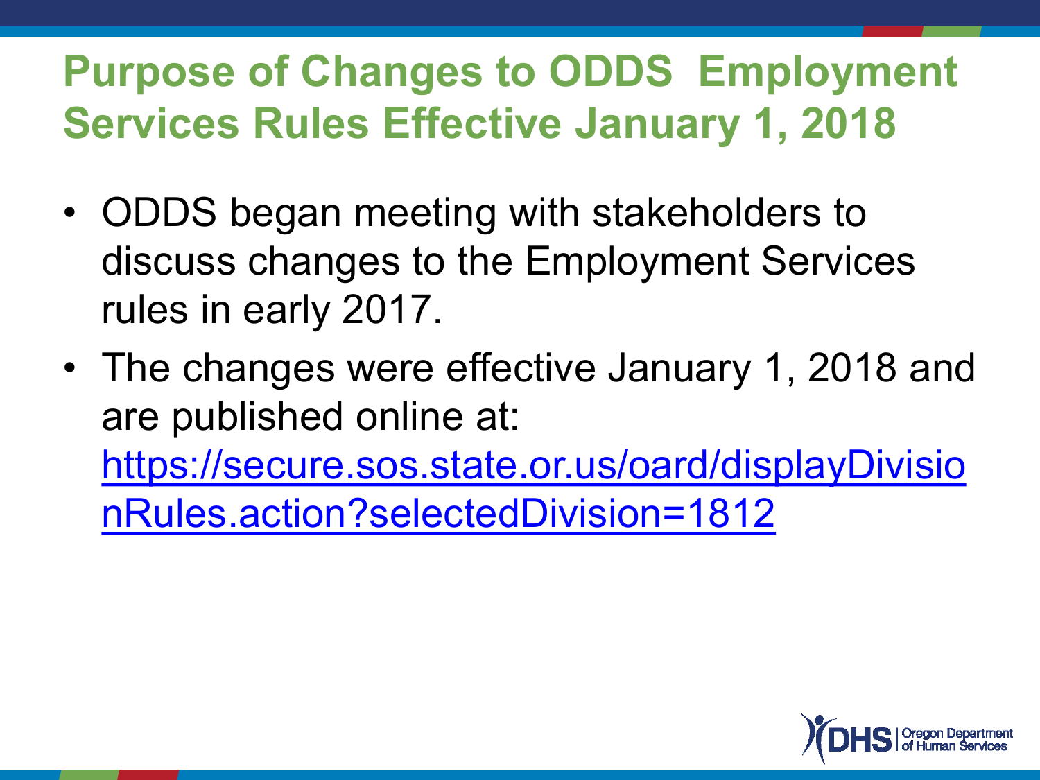# Purpose of Changes to ODDS Employment Services Rules Effective January 1, 2018

- ODDS began meeting with stakeholders to discuss changes to the Employment Services rules in early 2017.
- The changes were effective January 1, 2018 and are published online at: https://secure.sos.state.or.us/oard/displayDivisionRules.action?selectedDivision=1812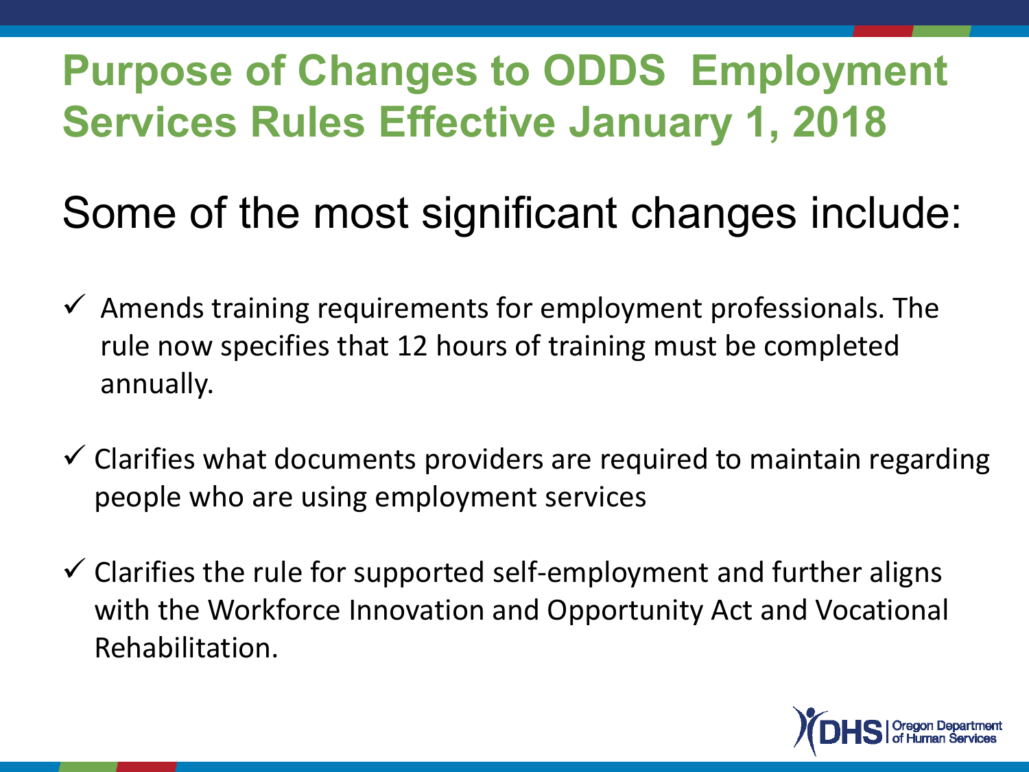# Purpose of Changes to ODDS Employment Services Rules Effective January 1, 2018

## Some of the most significant changes include:

- ✓ Amends training requirements for employment professionals. The rule now specifies that 12 hours of training must be completed annually.
- ✓ Clarifies what documents providers are required to maintain regarding people who are using employment services
- ✓ Clarifies the rule for supported self-employment and further aligns with the Workforce Innovation and Opportunity Act and Vocational Rehabilitation.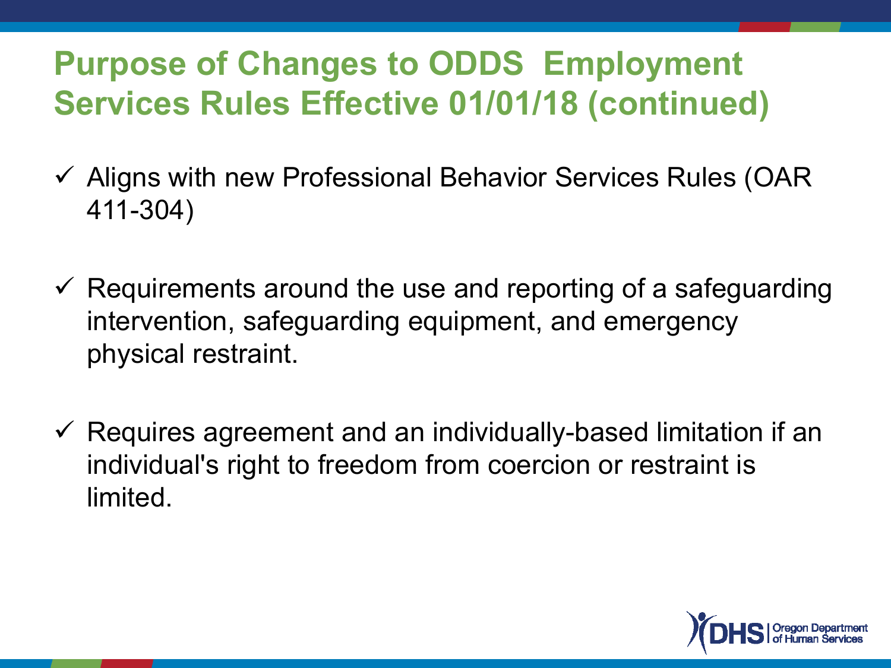# Purpose of Changes to ODDS Employment Services Rules Effective 01/01/18 (continued)

- ✓ Aligns with new Professional Behavior Services Rules (OAR 411-304)
- ✓ Requirements around the use and reporting of a safeguarding intervention, safeguarding equipment, and emergency physical restraint.
- ✓ Requires agreement and an individually-based limitation if an individual's right to freedom from coercion or restraint is limited.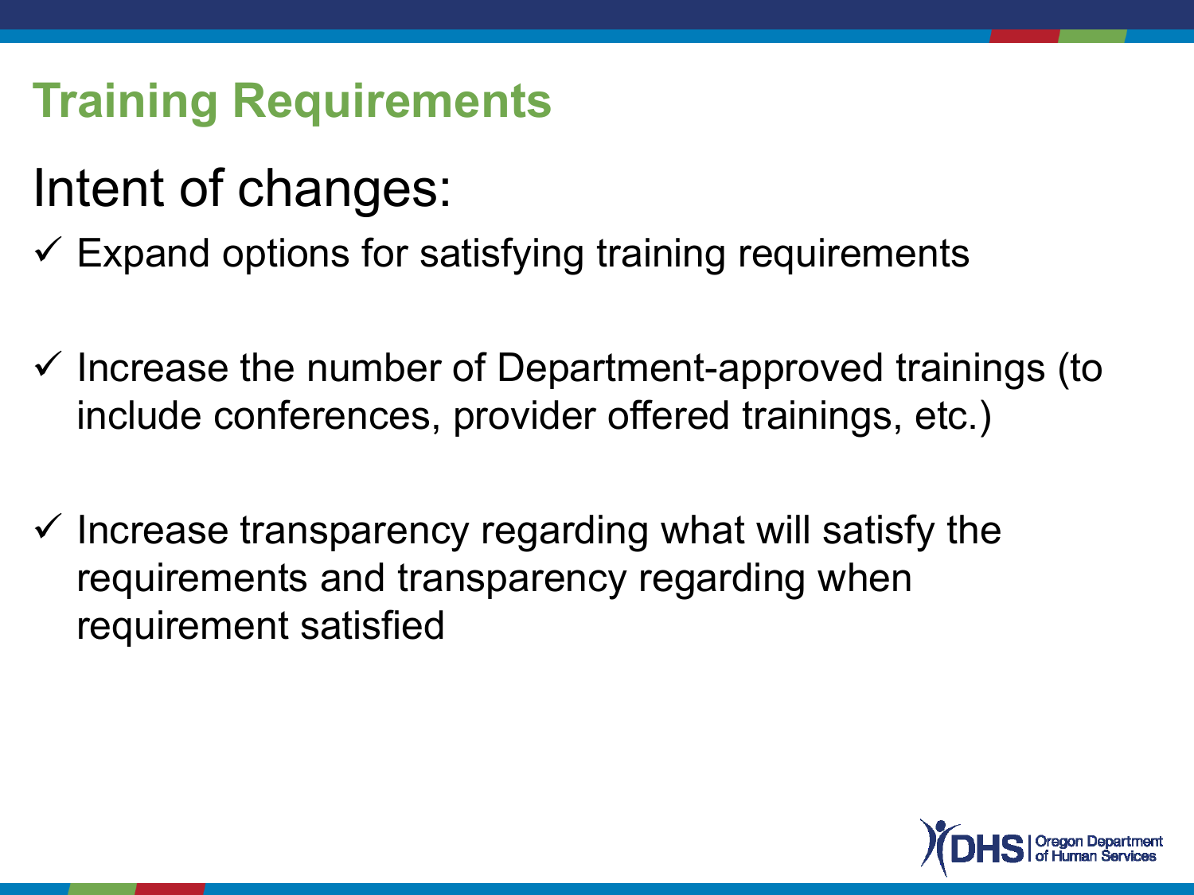# Training Requirements

## Intent of changes:

- ✓ Expand options for satisfying training requirements
- ✓ Increase the number of Department-approved trainings (to include conferences, provider offered trainings, etc.)
- ✓ Increase transparency regarding what will satisfy the requirements and transparency regarding when requirement satisfied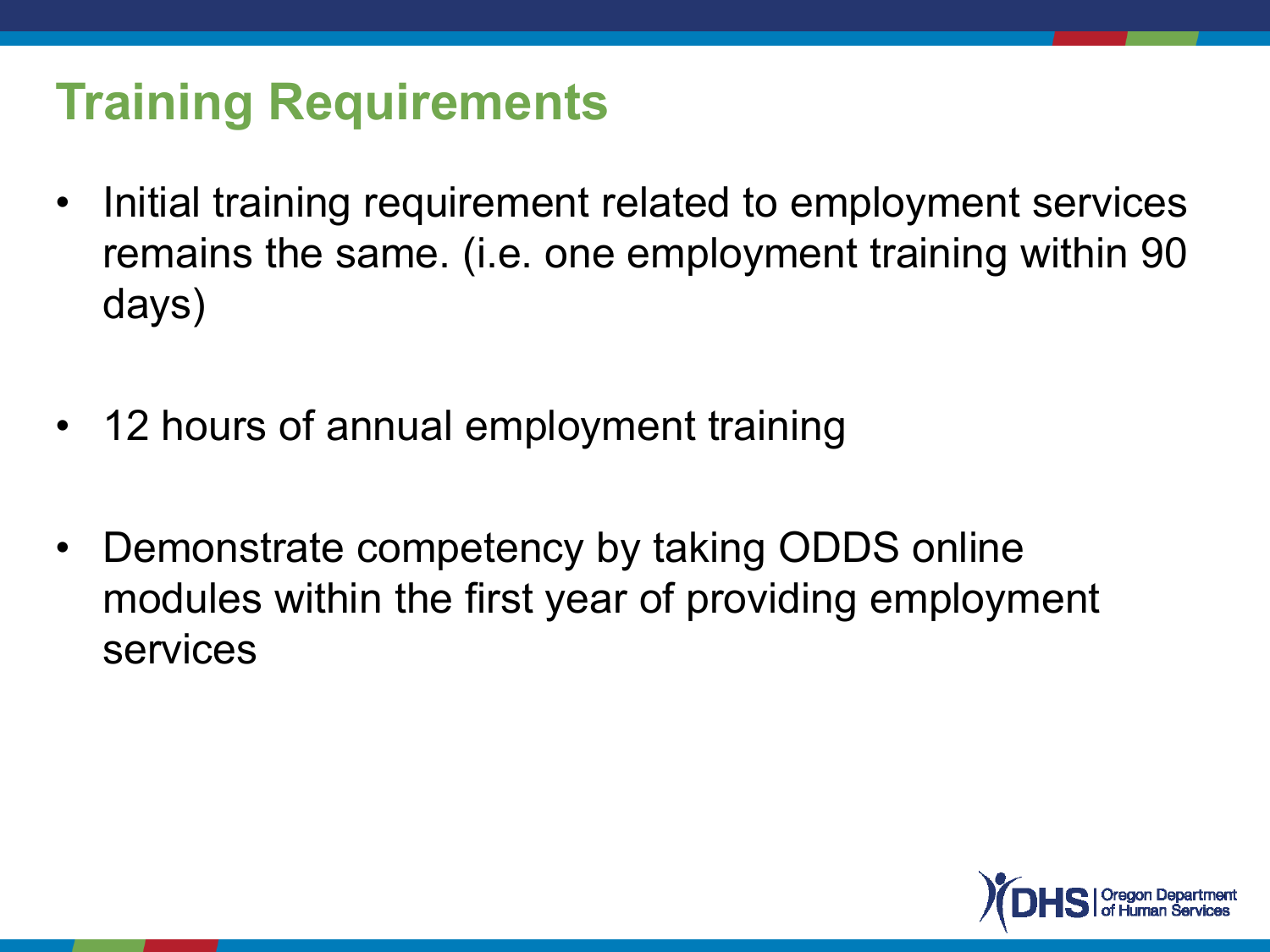# Training Requirements

- Initial training requirement related to employment services remains the same. (i.e. one employment training within 90 days)
- 12 hours of annual employment training
- Demonstrate competency by taking ODDS online modules within the first year of providing employment services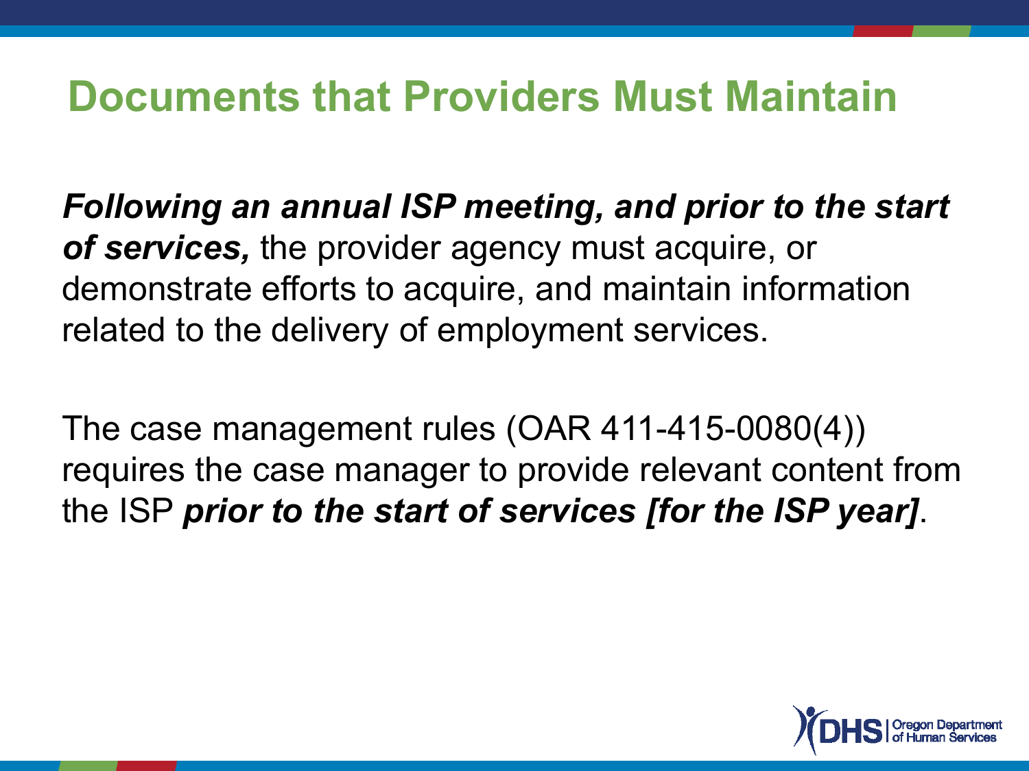# Documents that Providers Must Maintain

***Following an annual ISP meeting, and prior to the start of services,*** the provider agency must acquire, or demonstrate efforts to acquire, and maintain information related to the delivery of employment services.

The case management rules (OAR 411-415-0080(4)) requires the case manager to provide relevant content from the ISP ***prior to the start of services [for the ISP year]***.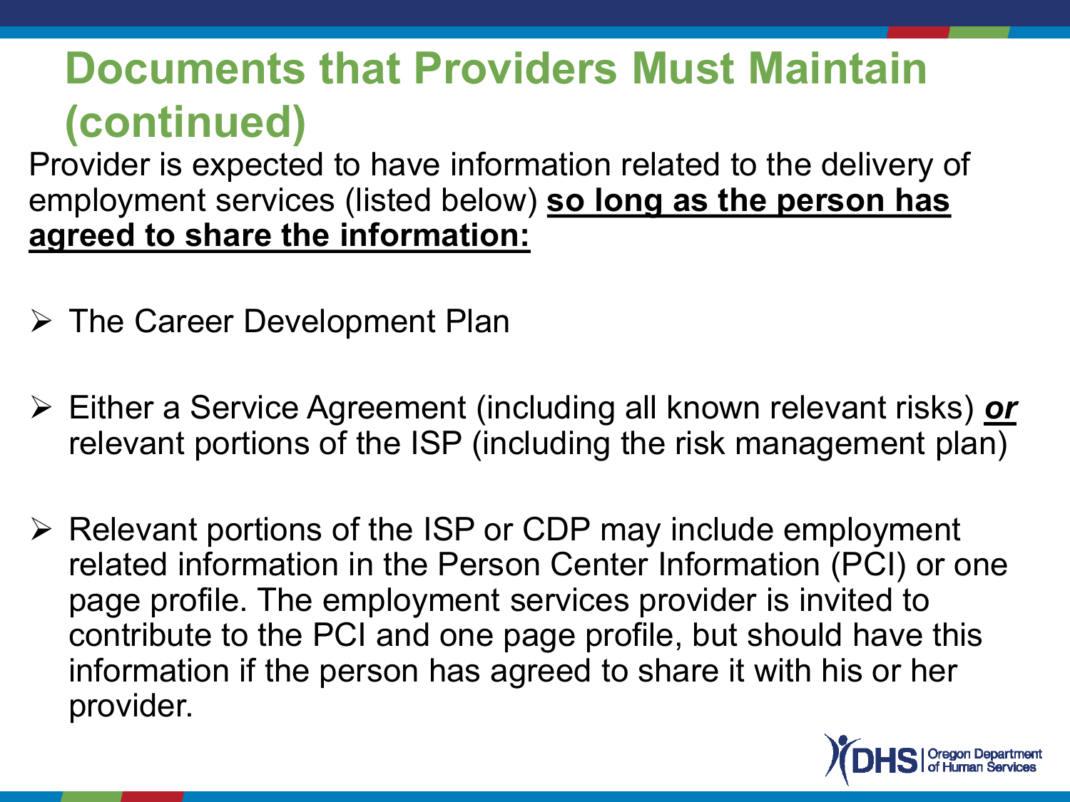# Documents that Providers Must Maintain (continued)

Provider is expected to have information related to the delivery of employment services (listed below) **so long as the person has agreed to share the information:**

- The Career Development Plan
- Either a Service Agreement (including all known relevant risks) ***or*** relevant portions of the ISP (including the risk management plan)
- Relevant portions of the ISP or CDP may include employment related information in the Person Center Information (PCI) or one page profile. The employment services provider is invited to contribute to the PCI and one page profile, but should have this information if the person has agreed to share it with his or her provider.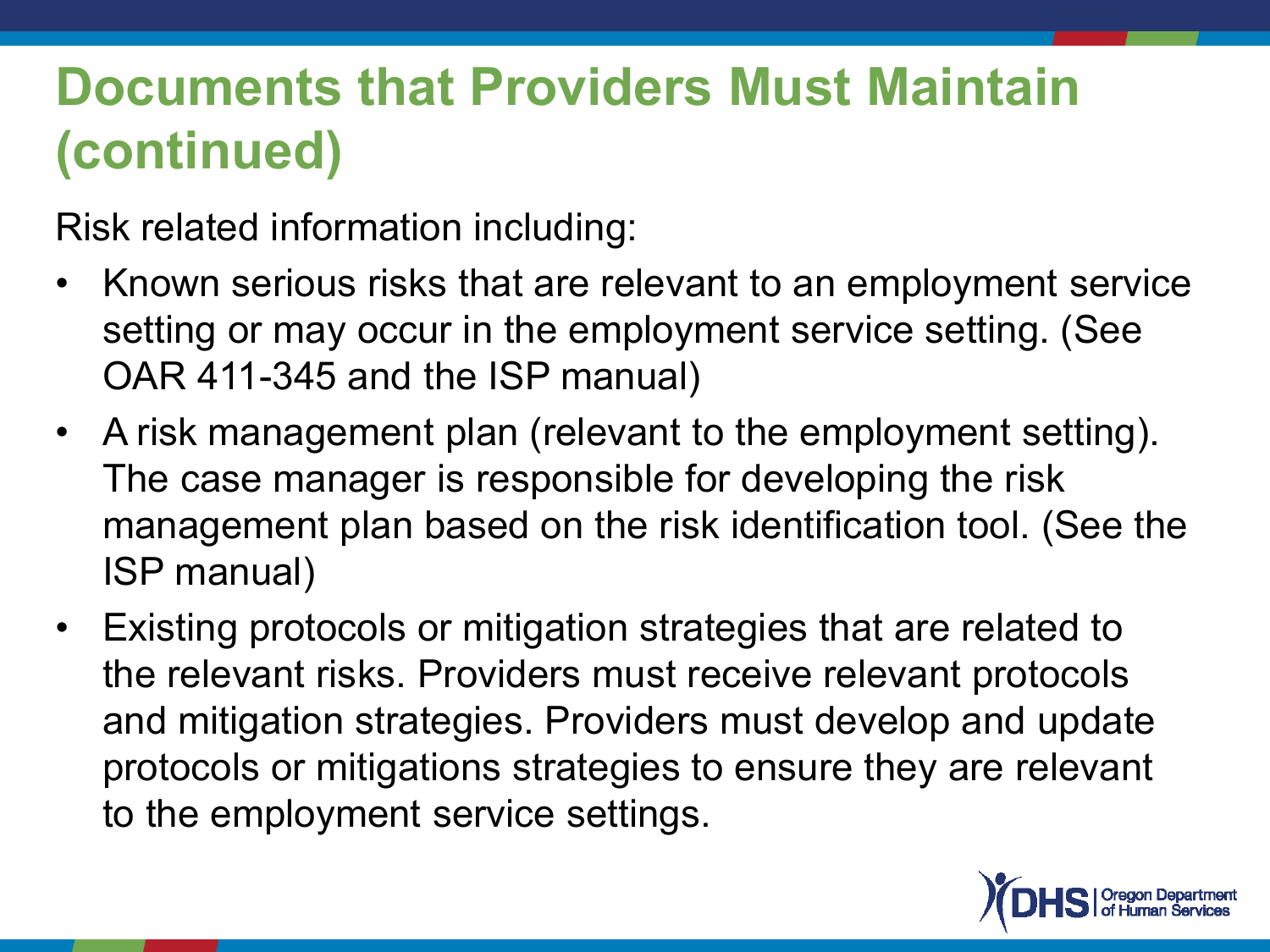# Documents that Providers Must Maintain (continued)

Risk related information including:

- Known serious risks that are relevant to an employment service setting or may occur in the employment service setting. (See OAR 411-345 and the ISP manual)
- A risk management plan (relevant to the employment setting). The case manager is responsible for developing the risk management plan based on the risk identification tool. (See the ISP manual)
- Existing protocols or mitigation strategies that are related to the relevant risks. Providers must receive relevant protocols and mitigation strategies. Providers must develop and update protocols or mitigations strategies to ensure they are relevant to the employment service settings.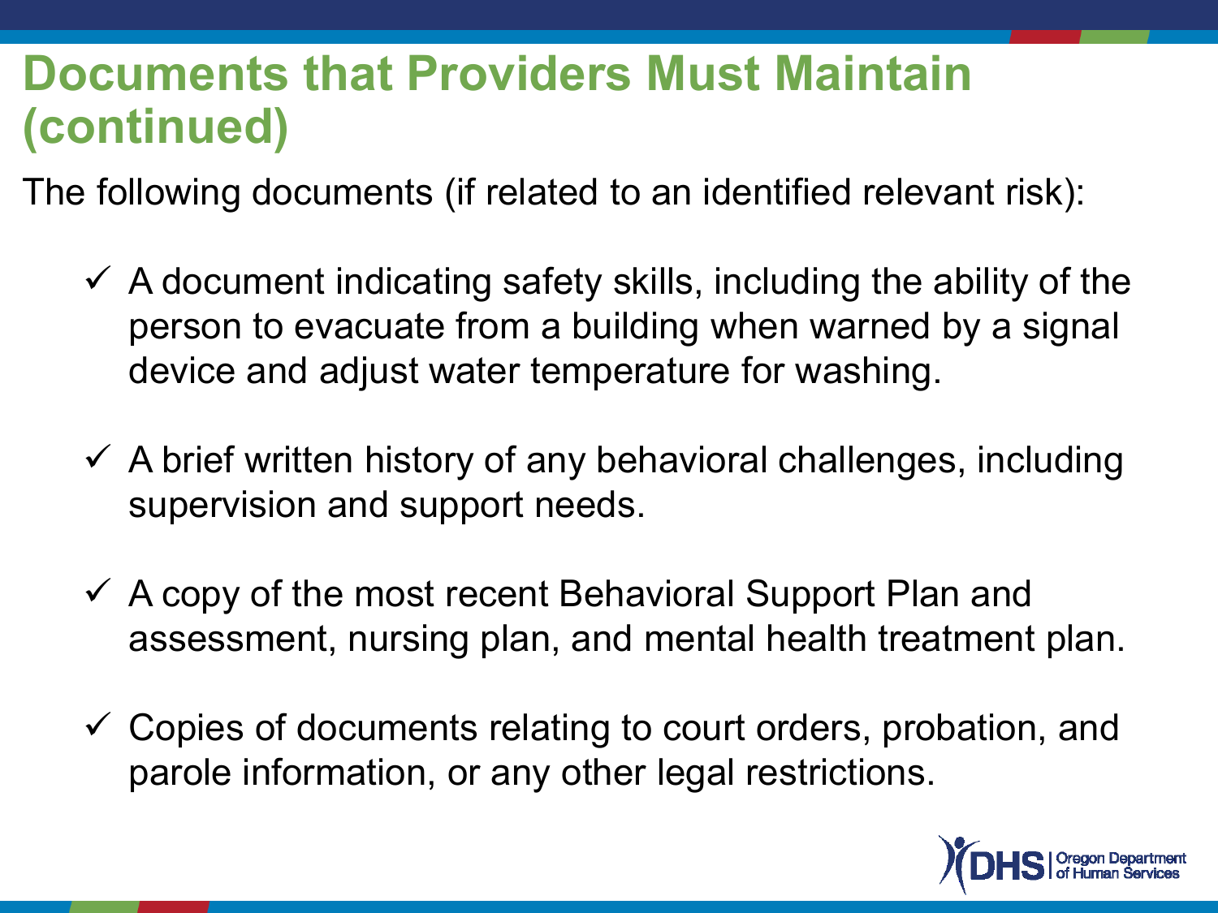# Documents that Providers Must Maintain (continued)

The following documents (if related to an identified relevant risk):

- ✓ A document indicating safety skills, including the ability of the person to evacuate from a building when warned by a signal device and adjust water temperature for washing.
- ✓ A brief written history of any behavioral challenges, including supervision and support needs.
- ✓ A copy of the most recent Behavioral Support Plan and assessment, nursing plan, and mental health treatment plan.
- ✓ Copies of documents relating to court orders, probation, and parole information, or any other legal restrictions.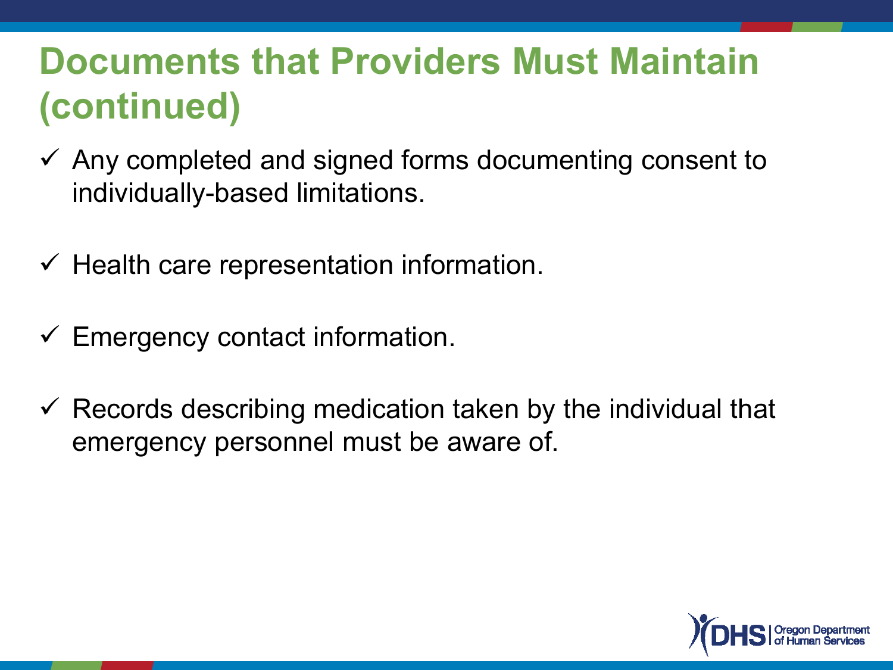# Documents that Providers Must Maintain (continued)

- ✓ Any completed and signed forms documenting consent to individually-based limitations.
- ✓ Health care representation information.
- ✓ Emergency contact information.
- ✓ Records describing medication taken by the individual that emergency personnel must be aware of.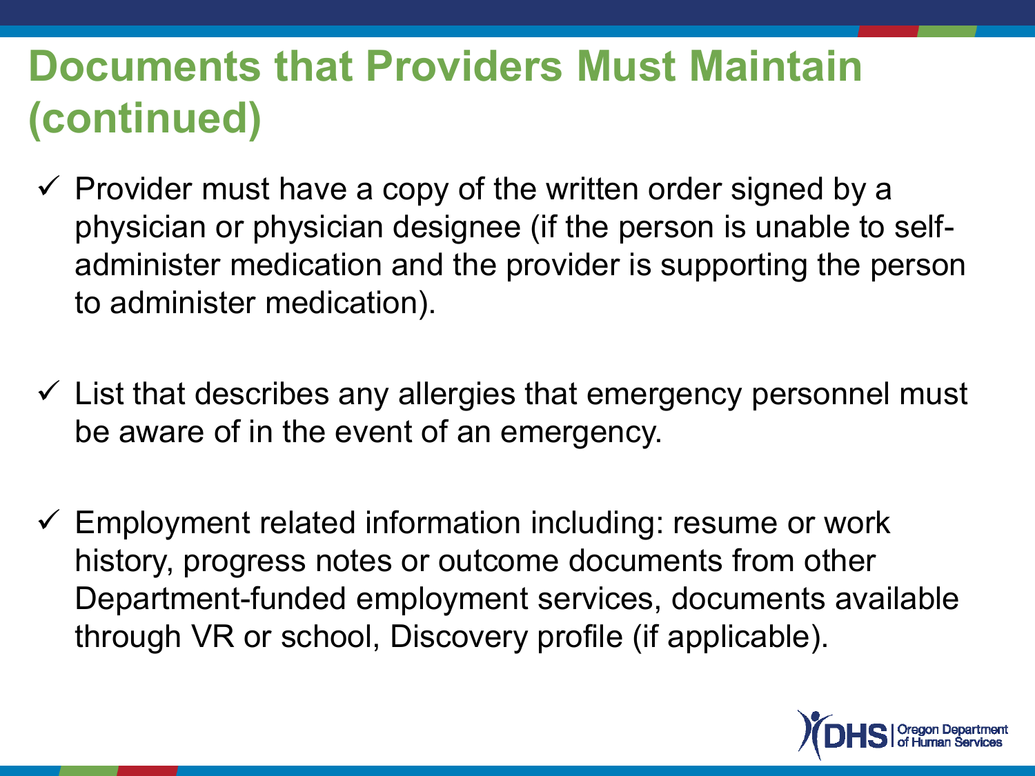# Documents that Providers Must Maintain (continued)

- ✓ Provider must have a copy of the written order signed by a physician or physician designee (if the person is unable to self-administer medication and the provider is supporting the person to administer medication).

- ✓ List that describes any allergies that emergency personnel must be aware of in the event of an emergency.

- ✓ Employment related information including: resume or work history, progress notes or outcome documents from other Department-funded employment services, documents available through VR or school, Discovery profile (if applicable).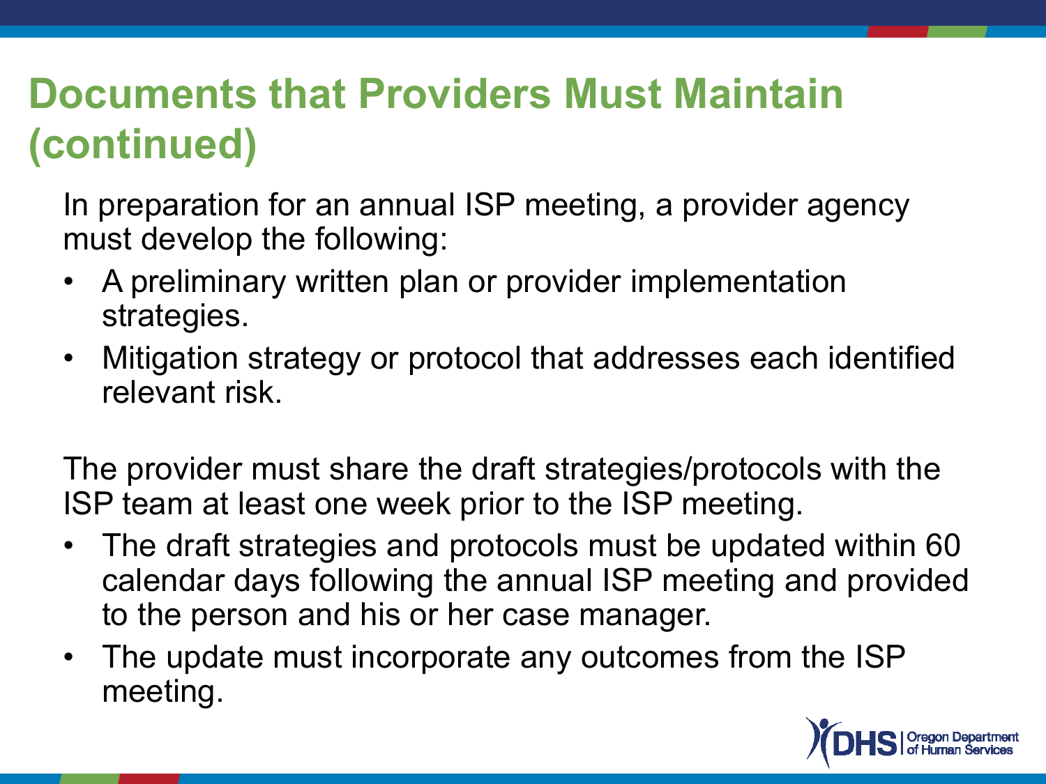# Documents that Providers Must Maintain (continued)

In preparation for an annual ISP meeting, a provider agency must develop the following:

- A preliminary written plan or provider implementation strategies.
- Mitigation strategy or protocol that addresses each identified relevant risk.

The provider must share the draft strategies/protocols with the ISP team at least one week prior to the ISP meeting.

- The draft strategies and protocols must be updated within 60 calendar days following the annual ISP meeting and provided to the person and his or her case manager.
- The update must incorporate any outcomes from the ISP meeting.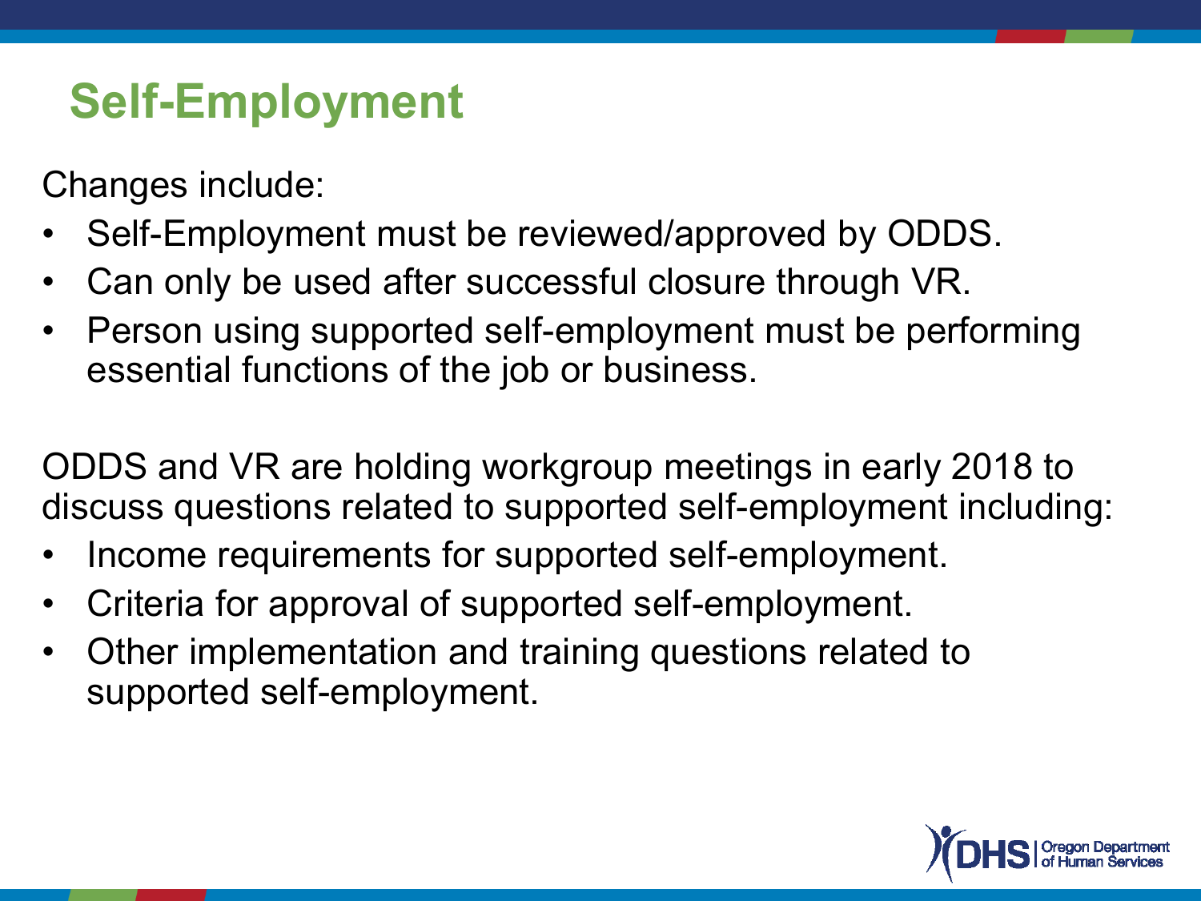# Self-Employment

Changes include:

- Self-Employment must be reviewed/approved by ODDS.
- Can only be used after successful closure through VR.
- Person using supported self-employment must be performing essential functions of the job or business.

ODDS and VR are holding workgroup meetings in early 2018 to discuss questions related to supported self-employment including:

- Income requirements for supported self-employment.
- Criteria for approval of supported self-employment.
- Other implementation and training questions related to supported self-employment.